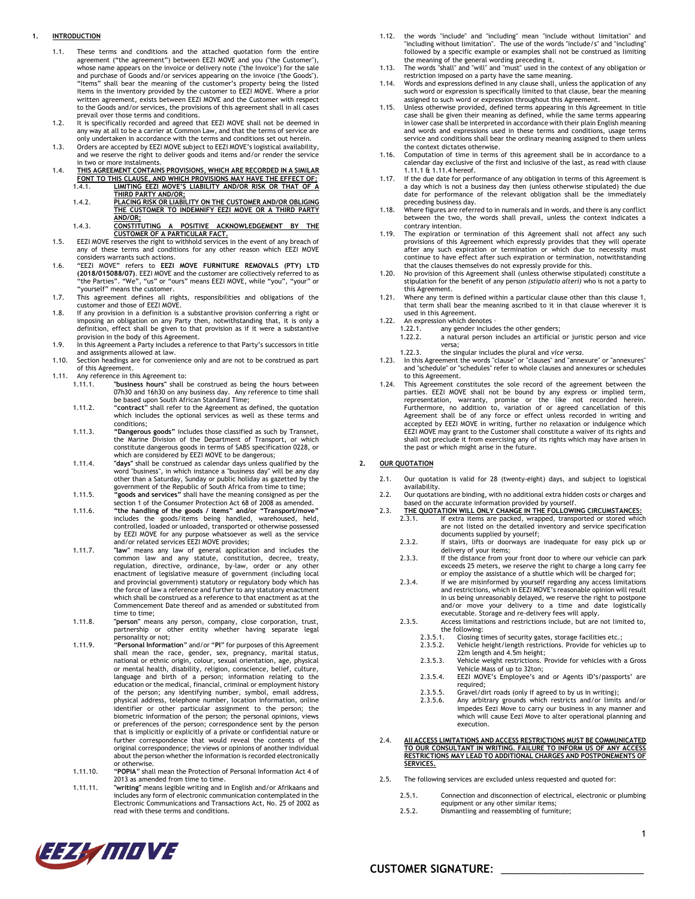## 1. INTRODUCTION

1.1. These terms and conditions and the attached quotation form the entire agreement ("the agreement") between EEZI MOVE and you ("the Customer"), whose name appears on the invoice or delivery note ("the Invoice") for the sale and purchase of Goods and/or services appearing on the invoice ('the Goods'). "Items" shall bear the meaning of the customer's property being the listed items in the inventory provided by the customer to EEZI MOVE. Where a prior written agreement, exists between EEZI MOVE and the Customer with respect to the Goods and/or services, the provisions of this agreement shall in all cases prevail over those terms and conditions.

1.2. It is specifically recorded and agreed that EEZI MOVE shall not be deemed in any way at all to be a carrier at Common Law, and that the terms of service are only undertaken in accordance with the terms and conditions set out herein.

1.3. Orders are accepted by EEZI MOVE subject to EEZI MOVE's logistical availability, and we reserve the right to deliver goods and items and/or render the service in two or more instalments.

1.4. **THIS AGREEMENT CONTAINS PROVISIONS, WHICH ARE RECORDED IN A SIMILAR FONT TO THIS CLAUSE, AND WHICH PROVISIONS MAY HAVE THE EFFECT OF:**

- 1.4.1. **LIMITING EEZI MOVE'S LIABILITY AND/OR RISK OR THAT OF A THIRD PARTY AND/OR;**
- 1.4.2. **PLACING RISK OR LIABILITY ON THE CUSTOMER AND/OR OBLIGING THE CUSTOMER TO INDEMNIFY EEZI MOVE OR A THIRD PARTY AND/OR;**
- 1.4.3. **CONSTITUTING A POSITIVE ACKNOWLEDGEMENT BY THE CUSTOMER OF A PARTICULAR FACT.**

1.5. EEZI MOVE reserves the right to withhold services in the event of any breach of any of these terms and conditions for any other reason which EEZI MOVE considers warrants such actions.

1.6. "EEZI MOVE" refers to **EEZI MOVE FURNITURE REMOVALS (PTY) LTD (2018/015088/07)**. EEZI MOVE and the customer are collectively referred to as "the Parties". "We", "us" or "ours" means EEZI MOVE, while "you", "your" or "yourself" means the customer.

1.7. This agreement defines all rights, responsibilities and obligations of the customer and those of EEZI MOVE.

1.8. If any provision in a definition is a substantive provision conferring a right or imposing an obligation on any Party then, notwithstanding that, it is only a definition, effect shall be given to that provision as if it were a substantive provision in the body of this Agreement.

1.9. In this Agreement a Party includes a reference to that Party's successors in title and assignments allowed at law.

1.10. Section headings are for convenience only and are not to be construed as part of this Agreement.

1.11. Any reference in this Agreement to:

- 1.11.1. "**business hours**" shall be construed as being the hours between 07h30 and 16h30 on any business day. Any reference to time shall be based upon South African Standard Time;
- 1.11.2. "**contract**" shall refer to the Agreement as defined, the quotation which includes the optional services as well as these terms and conditions;
- 1.11.3. **"Dangerous goods"** includes those classified as such by Transnet, the Marine Division of the Department of Transport, or which constitute dangerous goods in terms of SABS specification 0228, or which are considered by EEZI MOVE to be dangerous;
- 1.11.4. "**days**" shall be construed as calendar days unless qualified by the word "business", in which instance a "business day" will be any day other than a Saturday, Sunday or public holiday as gazetted by the government of the Republic of South Africa from time to time;
- 1.11.5. **"goods and services"** shall have the meaning consigned as per the section 1 of the Consumer Protection Act 68 of 2008 as amended.
- 1.11.6. **"the handling of the goods / items" and/or "Transport/move"** includes the goods/items being handled, warehoused, held, controlled, loaded or unloaded, transported or otherwise possessed by EEZI MOVE for any purpose whatsoever as well as the service and/or related services EEZI MOVE provides;
- 1.11.7. "**law**" means any law of general application and includes the common law and any statute, constitution, decree, treaty, regulation, directive, ordinance, by-law, order or any other enactment of legislative measure of government (including local and provincial government) statutory or regulatory body which has the force of law a reference and further to any statutory enactment which shall be construed as a reference to that enactment as at the Commencement Date thereof and as amended or substituted from time to time;
- 1.11.8. "**person**" means any person, company, close corporation, trust, partnership or other entity whether having separate legal personality or not;
- 1.11.9. **"Personal Information"** and/or **"PI"** for purposes of this Agreement shall mean the race, gender, sex, pregnancy, marital status, national or ethnic origin, colour, sexual orientation, age, physical or mental health, disability, religion, conscience, belief, culture, language and birth of a person; information relating to the education or the medical, financial, criminal or employment history of the person; any identifying number, symbol, email address, physical address, telephone number, location information, online identifier or other particular assignment to the person; the biometric information of the person; the personal opinions, views or preferences of the person; correspondence sent by the person that is implicitly or explicitly of a private or confidential nature or further correspondence that would reveal the contents of the original correspondence; the views or opinions of another individual about the person where the information is recorded electronically or otherwise.
- 1.11.10. **"POPIA"** shall mean the Protection of Personal Information Act 4 of 2013 as amended from time to time.
- 1.11.11. "**writing**" means legible writing and in English and/or Afrikaans and includes any form of electronic communication contemplated in the Electronic Communications and Transactions Act, No. 25 of 2002 as read with these terms and conditions.

1.12. the words "include" and "including" mean "include without limitation" and "including without limitation". The use of the words "include/s" and "including" followed by a specific example or examples shall not be construed as limiting the meaning of the general wording preceding it.

1.13. The words "shall" and "will" and "must" used in the context of any obligation or restriction imposed on a party have the same meaning.

1.14. Words and expressions defined in any clause shall, unless the application of any such word or expression is specifically limited to that clause, bear the meaning assigned to such word or expression throughout this Agreement.

1.15. Unless otherwise provided, defined terms appearing in this Agreement in title case shall be given their meaning as defined, while the same terms appearing in lower case shall be interpreted in accordance with their plain English meaning and words and expressions used in these terms and conditions, usage terms service and conditions shall bear the ordinary meaning assigned to them unless the context dictates otherwise.

1.16. Computation of time in terms of this agreement shall be in accordance to a calendar day exclusive of the first and inclusive of the last, as read with clause 1.11.1 & 1.11.4 hereof.

1.17. If the due date for performance of any obligation in terms of this Agreement is a day which is not a business day then (unless otherwise stipulated) the due date for performance of the relevant obligation shall be the immediately preceding business day.

1.18. Where figures are referred to in numerals and in words, and there is any conflict between the two, the words shall prevail, unless the context indicates a contrary intention.

1.19. The expiration or termination of this Agreement shall not affect any such provisions of this Agreement which expressly provides that they will operate after any such expiration or termination or which due to necessity must continue to have effect after such expiration or termination, notwithstanding that the clauses themselves do not expressly provide for this.

1.20. No provision of this Agreement shall (unless otherwise stipulated) constitute a stipulation for the benefit of any person *(stipulatio alteri)* who is not a party to this Agreement.

1.21. Where any term is defined within a particular clause other than this clause 1, that term shall bear the meaning ascribed to it in that clause wherever it is used in this Agreement.

1.22. An expression which denotes –

- 1.22.1. any gender includes the other genders;
- 1.22.2. a natural person includes an artificial or juristic person and vice versa;
- 1.22.3. the singular includes the plural and *vice versa*.

1.23. In this Agreement the words "clause" or "clauses" and "annexure" or "annexures" and "schedule" or "schedules" refer to whole clauses and annexures or schedules to this Agreement.

1.24. This Agreement constitutes the sole record of the agreement between the parties. EEZI MOVE shall not be bound by any express or implied term, representation, warranty, promise or the like not recorded herein. Furthermore, no addition to, variation of or agreed cancellation of this Agreement shall be of any force or effect unless recorded in writing and accepted by EEZI MOVE in writing, further no relaxation or indulgence which EEZI MOVE may grant to the Customer shall constitute a waiver of its rights and shall not preclude it from exercising any of its rights which may have arisen in the past or which might arise in the future.

## 2. OUR QUOTATION

2.1. Our quotation is valid for 28 (twenty-eight) days, and subject to logistical availability.

2.2. Our quotations are binding, with no additional extra hidden costs or charges and based on the accurate information provided by yourself.

2.3. **THE QUOTATION WILL ONLY CHANGE IN THE FOLLOWING CIRCUMSTANCES:**

- 2.3.1. If extra items are packed, wrapped, transported or stored which are not listed on the detailed inventory and service specification documents supplied by yourself;
- 2.3.2. If stairs, lifts or doorways are inadequate for easy pick up or delivery of your items;
- 2.3.3. If the distance from your front door to where our vehicle can park exceeds 25 meters, we reserve the right to charge a long carry fee or employ the assistance of a shuttle which will be charged for;
- 2.3.4. If we are misinformed by yourself regarding any access limitations and restrictions, which in EEZI MOVE's reasonable opinion will result in us being unreasonably delayed, we reserve the right to postpone and/or move your delivery to a time and date logistically executable. Storage and re-delivery fees will apply.
- 2.3.5. Access limitations and restrictions include, but are not limited to, the following:
  - 2.3.5.1. Closing times of security gates, storage facilities etc.;
  - 2.3.5.2. Vehicle height/length restrictions. Provide for vehicles up to 22m length and 4.5m height;
  - 2.3.5.3. Vehicle weight restrictions. Provide for vehicles with a Gross Vehicle Mass of up to 32ton;
  - 2.3.5.4. EEZI MOVE's Employee's and or Agents ID's/passports' are required;
  - 2.3.5.5. Gravel/dirt roads (only if agreed to by us in writing);
  - 2.3.5.6. Any arbitrary grounds which restricts and/or limits and/or impedes Eezi Move to carry our business in any manner and which will cause Eezi Move to alter operational planning and execution.

2.4. **All ACCESS LIMITATIONS AND ACCESS RESTRICTIONS MUST BE COMMUNICATED TO OUR CONSULTANT IN WRITING. FAILURE TO INFORM US OF ANY ACCESS RESTRICTIONS MAY LEAD TO ADDITIONAL CHARGES AND POSTPONEMENTS OF SERVICES.**

2.5. The following services are excluded unless requested and quoted for:

- 2.5.1. Connection and disconnection of electrical, electronic or plumbing equipment or any other similar items;
- 2.5.2. Dismantling and reassembling of furniture;

**CUSTOMER SIGNATURE:** ___________________________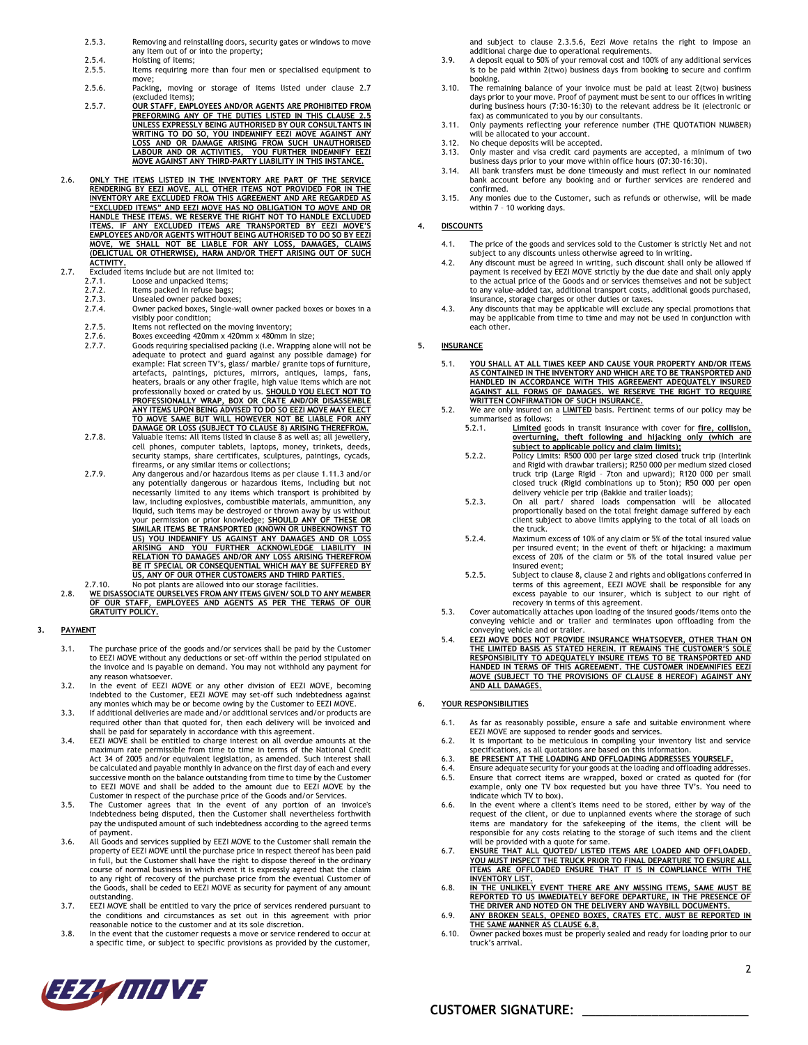2.5.3. Removing and reinstalling doors, security gates or windows to move any item out of or into the property;

2.5.4. Hoisting of items;

2.5.5. Items requiring more than four men or specialised equipment to move;

2.5.6. Packing, moving or storage of items listed under clause 2.7 (excluded items);

2.5.7. **OUR STAFF, EMPLOYEES AND/OR AGENTS ARE PROHIBITED FROM PREFORMING ANY OF THE DUTIES LISTED IN THIS CLAUSE 2.5 UNLESS EXPRESSLY BEING AUTHORISED BY OUR CONSULTANTS IN WRITING TO DO SO, YOU INDEMNIFY EEZI MOVE AGAINST ANY LOSS AND OR DAMAGE ARISING FROM SUCH UNAUTHORISED LABOUR AND OR ACTIVITIES, YOU FURTHER INDEMNIFY EEZI MOVE AGAINST ANY THIRD-PARTY LIABILITY IN THIS INSTANCE.**

2.6. **ONLY THE ITEMS LISTED IN THE INVENTORY ARE PART OF THE SERVICE RENDERING BY EEZI MOVE. ALL OTHER ITEMS NOT PROVIDED FOR IN THE INVENTORY ARE EXCLUDED FROM THIS AGREEMENT AND ARE REGARDED AS "EXCLUDED ITEMS" AND EEZI MOVE HAS NO OBLIGATION TO MOVE AND OR HANDLE THESE ITEMS. WE RESERVE THE RIGHT NOT TO HANDLE EXCLUDED ITEMS. IF ANY EXCLUDED ITEMS ARE TRANSPORTED BY EEZI MOVE'S EMPLOYEES AND/OR AGENTS WITHOUT BEING AUTHORISED TO DO SO BY EEZI MOVE, WE SHALL NOT BE LIABLE FOR ANY LOSS, DAMAGES, CLAIMS (DELICTUAL OR OTHERWISE), HARM AND/OR THEFT ARISING OUT OF SUCH ACTIVITY.**

2.7. Excluded items include but are not limited to:

2.7.1. Loose and unpacked items;

2.7.2. Items packed in refuse bags;

2.7.3. Unsealed owner packed boxes;

2.7.4. Owner packed boxes, Single-wall owner packed boxes or boxes in a visibly poor condition;

2.7.5. Items not reflected on the moving inventory;

2.7.6. Boxes exceeding 420mm x 420mm x 480mm in size;

2.7.7. Goods requiring specialised packing (i.e. Wrapping alone will not be adequate to protect and guard against any possible damage) for example: Flat screen TV's, glass/ marble/ granite tops of furniture, artefacts, paintings, pictures, mirrors, antiques, lamps, fans, heaters, braais or any other fragile, high value items which are not professionally boxed or crated by us. **SHOULD YOU ELECT NOT TO PROFESSIONALLY WRAP, BOX OR CRATE AND/OR DISASSEMBLE ANY ITEMS UPON BEING ADVISED TO DO SO EEZI MOVE MAY ELECT TO MOVE SAME BUT WILL HOWEVER NOT BE LIABLE FOR ANY DAMAGE OR LOSS (SUBJECT TO CLAUSE 8) ARISING THEREFROM.**

2.7.8. Valuable items: All items listed in clause 8 as well as; all jewellery, cell phones, computer tablets, laptops, money, trinkets, deeds, security stamps, share certificates, sculptures, paintings, cycads, firearms, or any similar items or collections;

2.7.9. Any dangerous and/or hazardous items as per clause 1.11.3 and/or any potentially dangerous or hazardous items, including but not necessarily limited to any items which transport is prohibited by law, including explosives, combustible materials, ammunition, any liquid, such items may be destroyed or thrown away by us without your permission or prior knowledge; **SHOULD ANY OF THESE OR SIMILAR ITEMS BE TRANSPORTED (KNOWN OR UNBEKNOWNST TO US) YOU INDEMNIFY US AGAINST ANY DAMAGES AND OR LOSS ARISING AND YOU FURTHER ACKNOWLEDGE LIABILITY IN RELATION TO DAMAGES AND/OR ANY LOSS ARISING THEREFROM BE IT SPECIAL OR CONSEQUENTIAL WHICH MAY BE SUFFERED BY US, ANY OF OUR OTHER CUSTOMERS AND THIRD PARTIES.**

2.7.10. No pot plants are allowed into our storage facilities.

2.8. **WE DISASSOCIATE OURSELVES FROM ANY ITEMS GIVEN/ SOLD TO ANY MEMBER OF OUR STAFF, EMPLOYEES AND AGENTS AS PER THE TERMS OF OUR GRATUITY POLICY.**

## 3. PAYMENT

3.1. The purchase price of the goods and/or services shall be paid by the Customer to EEZI MOVE without any deductions or set-off within the period stipulated on the invoice and is payable on demand. You may not withhold any payment for any reason whatsoever.

3.2. In the event of EEZI MOVE or any other division of EEZI MOVE, becoming indebted to the Customer, EEZI MOVE may set-off such indebtedness against any monies which may be or become owing by the Customer to EEZI MOVE.

3.3. If additional deliveries are made and/or additional services and/or products are required other than that quoted for, then each delivery will be invoiced and shall be paid for separately in accordance with this agreement.

3.4. EEZI MOVE shall be entitled to charge interest on all overdue amounts at the maximum rate permissible from time to time in terms of the National Credit Act 34 of 2005 and/or equivalent legislation, as amended. Such interest shall be calculated and payable monthly in advance on the first day of each and every successive month on the balance outstanding from time to time by the Customer to EEZI MOVE and shall be added to the amount due to EEZI MOVE by the Customer in respect of the purchase price of the Goods and/or Services.

3.5. The Customer agrees that in the event of any portion of an invoice's indebtedness being disputed, then the Customer shall nevertheless forthwith pay the undisputed amount of such indebtedness according to the agreed terms of payment.

3.6. All Goods and services supplied by EEZI MOVE to the Customer shall remain the property of EEZI MOVE until the purchase price in respect thereof has been paid in full, but the Customer shall have the right to dispose thereof in the ordinary course of normal business in which event it is expressly agreed that the claim to any right of recovery of the purchase price from the eventual Customer of the Goods, shall be ceded to EEZI MOVE as security for payment of any amount outstanding.

3.7. EEZI MOVE shall be entitled to vary the price of services rendered pursuant to the conditions and circumstances as set out in this agreement with prior reasonable notice to the customer and at its sole discretion.

3.8. In the event that the customer requests a move or service rendered to occur at a specific time, or subject to specific provisions as provided by the customer, and subject to clause 2.3.5.6, Eezi Move retains the right to impose an additional charge due to operational requirements.

3.9. A deposit equal to 50% of your removal cost and 100% of any additional services is to be paid within 2(two) business days from booking to secure and confirm booking.

3.10. The remaining balance of your invoice must be paid at least 2(two) business days prior to your move. Proof of payment must be sent to our offices in writing during business hours (7:30-16:30) to the relevant address be it (electronic or fax) as communicated to you by our consultants.

3.11. Only payments reflecting your reference number (THE QUOTATION NUMBER) will be allocated to your account.

3.12. No cheque deposits will be accepted.

3.13. Only master and visa credit card payments are accepted, a minimum of two business days prior to your move within office hours (07:30-16:30).

3.14. All bank transfers must be done timeously and must reflect in our nominated bank account before any booking and or further services are rendered and confirmed.

3.15. Any monies due to the Customer, such as refunds or otherwise, will be made within 7 – 10 working days.

## 4. DISCOUNTS

4.1. The price of the goods and services sold to the Customer is strictly Net and not subject to any discounts unless otherwise agreed to in writing.

4.2. Any discount must be agreed in writing, such discount shall only be allowed if payment is received by EEZI MOVE strictly by the due date and shall only apply to the actual price of the Goods or services themselves and not be subject to any value-added tax, additional transport costs, additional goods purchased, insurance, storage charges or other duties or taxes.

4.3. Any discounts that may be applicable will exclude any special promotions that may be applicable from time to time and may not be used in conjunction with each other.

## 5. INSURANCE

5.1. **YOU SHALL AT ALL TIMES KEEP AND CAUSE YOUR PROPERTY AND/OR ITEMS AS CONTAINED IN THE INVENTORY AND WHICH ARE TO BE TRANSPORTED AND HANDLED IN ACCORDANCE WITH THIS AGREEMENT ADEQUATELY INSURED AGAINST ALL FORMS OF DAMAGES. WE RESERVE THE RIGHT TO REQUIRE WRITTEN CONFIRMATION OF SUCH INSURANCE.**

5.2. We are only insured on a **LIMITED** basis. Pertinent terms of our policy may be summarised as follows:

5.2.1. **Limited** goods in transit insurance with cover for **fire, collision, overturning, theft following and hijacking only (which are subject to applicable policy and claim limits);**

5.2.2. Policy Limits: R500 000 per large sized closed truck trip (Interlink and Rigid with drawbar trailers); R250 000 per medium sized closed truck trip (Large Rigid – 7ton and upward); R120 000 per small closed truck (Rigid combinations up to 5ton); R50 000 per open delivery vehicle per trip (Bakkie and trailer loads);

5.2.3. On all part/ shared loads compensation will be allocated proportionally based on the total freight damage suffered by each client subject to above limits applying to the total of all loads on the truck.

5.2.4. Maximum excess of 10% of any claim or 5% of the total insured value per insured event; in the event of theft or hijacking: a maximum excess of 20% of the claim or 5% of the total insured value per insured event;

5.2.5. Subject to clause 8, clause 2 and rights and obligations conferred in terms of this agreement, EEZI MOVE shall be responsible for any excess payable to our insurer, which is subject to our right of recovery in terms of this agreement.

5.3. Cover automatically attaches upon loading of the insured goods/items onto the conveying vehicle and or trailer and terminates upon offloading from the conveying vehicle and or trailer.

5.4. **EEZI MOVE DOES NOT PROVIDE INSURANCE WHATSOEVER, OTHER THAN ON THE LIMITED BASIS AS STATED HEREIN. IT REMAINS THE CUSTOMER'S SOLE RESPONSIBILITY TO ADEQUATELY INSURE ITEMS TO BE TRANSPORTED AND HANDED IN TERMS OF THIS AGREEMENT. THE CUSTOMER INDEMNIFIES EEZI MOVE (SUBJECT TO THE PROVISIONS OF CLAUSE 8 HEREOF) AGAINST ANY AND ALL DAMAGES.**

## 6. YOUR RESPONSIBILITIES

6.1. As far as reasonably possible, ensure a safe and suitable environment where EEZI MOVE are supposed to render goods and services.

6.2. It is important to be meticulous in compiling your inventory list and service specifications, as all quotations are based on this information.

6.3. **BE PRESENT AT THE LOADING AND OFFLOADING ADDRESSES YOURSELF.**

6.4. Ensure adequate security for your goods at the loading and offloading addresses.

6.5. Ensure that correct items are wrapped, boxed or crated as quoted for (for example, only one TV box requested but you have three TV's. You need to indicate which TV to box).

6.6. In the event where a client's items need to be stored, either by way of the request of the client, or due to unplanned events where the storage of such items are mandatory for the safekeeping of the items, the client will be responsible for any costs relating to the storage of such items and the client will be provided with a quote for same.

6.7. **ENSURE THAT ALL QUOTED/ LISTED ITEMS ARE LOADED AND OFFLOADED. YOU MUST INSPECT THE TRUCK PRIOR TO FINAL DEPARTURE TO ENSURE ALL ITEMS ARE OFFLOADED ENSURE THAT IT IS IN COMPLIANCE WITH THE INVENTORY LIST.**

6.8. **IN THE UNLIKELY EVENT THERE ARE ANY MISSING ITEMS, SAME MUST BE REPORTED TO US IMMEDIATELY BEFORE DEPARTURE, IN THE PRESENCE OF THE DRIVER AND NOTED ON THE DELIVERY AND WAYBILL DOCUMENTS.**

6.9. **ANY BROKEN SEALS, OPENED BOXES, CRATES ETC. MUST BE REPORTED IN THE SAME MANNER AS CLAUSE 6.8.**

6.10. Owner packed boxes must be properly sealed and ready for loading prior to our truck's arrival.

**CUSTOMER SIGNATURE:** ________________________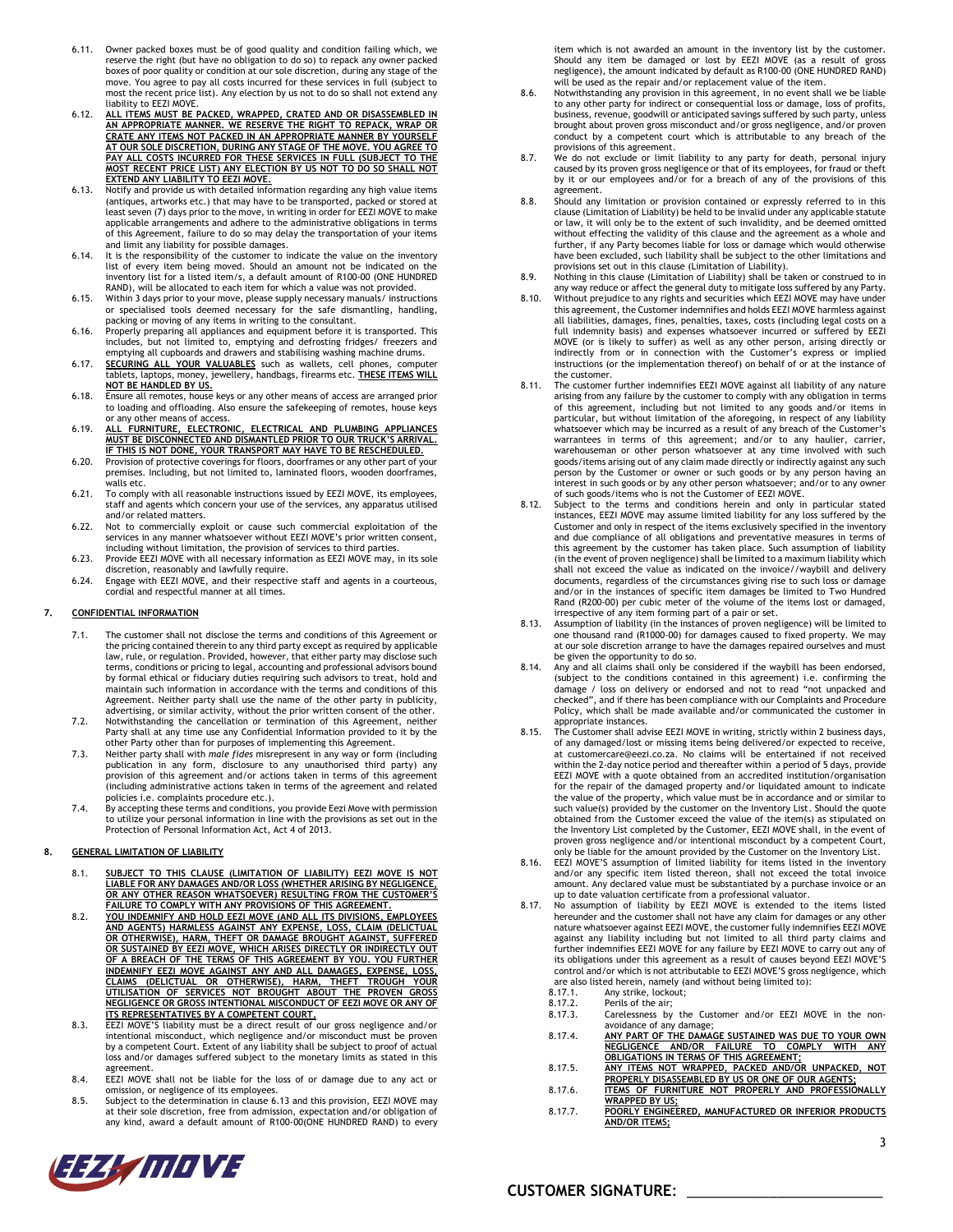6.11. Owner packed boxes must be of good quality and condition failing which, we reserve the right (but have no obligation to do so) to repack any owner packed boxes of poor quality or condition at our sole discretion, during any stage of the move. You agree to pay all costs incurred for these services in full (subject to most the recent price list). Any election by us not to do so shall not extend any liability to EEZI MOVE.

6.12. **ALL ITEMS MUST BE PACKED, WRAPPED, CRATED AND OR DISASSEMBLED IN AN APPROPRIATE MANNER. WE RESERVE THE RIGHT TO REPACK, WRAP OR CRATE ANY ITEMS NOT PACKED IN AN APPROPRIATE MANNER BY YOURSELF AT OUR SOLE DISCRETION, DURING ANY STAGE OF THE MOVE. YOU AGREE TO PAY ALL COSTS INCURRED FOR THESE SERVICES IN FULL (SUBJECT TO THE MOST RECENT PRICE LIST) ANY ELECTION BY US NOT TO DO SO SHALL NOT EXTEND ANY LIABILITY TO EEZI MOVE.**

6.13. Notify and provide us with detailed information regarding any high value items (antiques, artworks etc.) that may have to be transported, packed or stored at least seven (7) days prior to the move, in writing in order for EEZI MOVE to make applicable arrangements and adhere to the administrative obligations in terms of this Agreement, failure to do so may delay the transportation of your items and limit any liability for possible damages.

6.14. It is the responsibility of the customer to indicate the value on the inventory list of every item being moved. Should an amount not be indicated on the inventory list for a listed item/s, a default amount of R100-00 (ONE HUNDRED RAND), will be allocated to each item for which a value was not provided.

6.15. Within 3 days prior to your move, please supply necessary manuals/ instructions or specialised tools deemed necessary for the safe dismantling, handling, packing or moving of any items in writing to the consultant.

6.16. Properly preparing all appliances and equipment before it is transported. This includes, but not limited to, emptying and defrosting fridges/ freezers and emptying all cupboards and drawers and stabilising washing machine drums.

6.17. **SECURING ALL YOUR VALUABLES** such as wallets, cell phones, computer tablets, laptops, money, jewellery, handbags, firearms etc. **THESE ITEMS WILL NOT BE HANDLED BY US.**

6.18. Ensure all remotes, house keys or any other means of access are arranged prior to loading and offloading. Also ensure the safekeeping of remotes, house keys or any other means of access.

6.19. **ALL FURNITURE, ELECTRONIC, ELECTRICAL AND PLUMBING APPLIANCES MUST BE DISCONNECTED AND DISMANTLED PRIOR TO OUR TRUCK'S ARRIVAL. IF THIS IS NOT DONE, YOUR TRANSPORT MAY HAVE TO BE RESCHEDULED.**

6.20. Provision of protective coverings for floors, doorframes or any other part of your premises. Including, but not limited to, laminated floors, wooden doorframes, walls etc.

6.21. To comply with all reasonable instructions issued by EEZI MOVE, its employees, staff and agents which concern your use of the services, any apparatus utilised and/or related matters.

6.22. Not to commercially exploit or cause such commercial exploitation of the services in any manner whatsoever without EEZI MOVE's prior written consent, including without limitation, the provision of services to third parties.

6.23. Provide EEZI MOVE with all necessary information as EEZI MOVE may, in its sole discretion, reasonably and lawfully require.

6.24. Engage with EEZI MOVE, and their respective staff and agents in a courteous, cordial and respectful manner at all times.

## 7. CONFIDENTIAL INFORMATION

7.1. The customer shall not disclose the terms and conditions of this Agreement or the pricing contained therein to any third party except as required by applicable law, rule, or regulation. Provided, however, that either party may disclose such terms, conditions or pricing to legal, accounting and professional advisors bound by formal ethical or fiduciary duties requiring such advisors to treat, hold and maintain such information in accordance with the terms and conditions of this Agreement. Neither party shall use the name of the other party in publicity, advertising, or similar activity, without the prior written consent of the other.

7.2. Notwithstanding the cancellation or termination of this Agreement, neither Party shall at any time use any Confidential Information provided to it by the other Party other than for purposes of implementing this Agreement.

7.3. Neither party shall with *male fides* misrepresent in any way or form (including publication in any form, disclosure to any unauthorised third party) any provision of this agreement and/or actions taken in terms of this agreement (including administrative actions taken in terms of the agreement and related policies i.e. complaints procedure etc.).

7.4. By accepting these terms and conditions, you provide Eezi Move with permission to utilize your personal information in line with the provisions as set out in the Protection of Personal Information Act, Act 4 of 2013.

## 8. GENERAL LIMITATION OF LIABILITY

8.1. **SUBJECT TO THIS CLAUSE (LIMITATION OF LIABILITY) EEZI MOVE IS NOT LIABLE FOR ANY DAMAGES AND/OR LOSS (WHETHER ARISING BY NEGLIGENCE, OR ANY OTHER REASON WHATSOEVER) RESULTING FROM THE CUSTOMER'S FAILURE TO COMPLY WITH ANY PROVISIONS OF THIS AGREEMENT.**

8.2. **YOU INDEMNIFY AND HOLD EEZI MOVE (AND ALL ITS DIVISIONS, EMPLOYEES AND AGENTS) HARMLESS AGAINST ANY EXPENSE, LOSS, CLAIM (DELICTUAL OR OTHERWISE), HARM, THEFT OR DAMAGE BROUGHT AGAINST, SUFFERED OR SUSTAINED BY EEZI MOVE, WHICH ARISES DIRECTLY OR INDIRECTLY OUT OF A BREACH OF THE TERMS OF THIS AGREEMENT BY YOU. YOU FURTHER INDEMNIFY EEZI MOVE AGAINST ANY AND ALL DAMAGES, EXPENSE, LOSS, CLAIMS (DELICTUAL OR OTHERWISE), HARM, THEFT TROUGH YOUR UTILISATION OF SERVICES NOT BROUGHT ABOUT THE PROVEN GROSS NEGLIGENCE OR GROSS INTENTIONAL MISCONDUCT OF EEZI MOVE OR ANY OF ITS REPRESENTATIVES BY A COMPETENT COURT.**

8.3. EEZI MOVE'S liability must be a direct result of our gross negligence and/or intentional misconduct, which negligence and/or misconduct must be proven by a competent Court. Extent of any liability shall be subject to proof of actual loss and/or damages suffered subject to the monetary limits as stated in this agreement.

8.4. EEZI MOVE shall not be liable for the loss of or damage due to any act or omission, or negligence of its employees.

8.5. Subject to the determination in clause 6.13 and this provision, EEZI MOVE may at their sole discretion, free from admission, expectation and/or obligation of any kind, award a default amount of R100-00(ONE HUNDRED RAND) to every item which is not awarded an amount in the inventory list by the customer. Should any item be damaged or lost by EEZI MOVE (as a result of gross negligence), the amount indicated by default as R100-00 (ONE HUNDRED RAND) will be used as the repair and/or replacement value of the item.

8.6. Notwithstanding any provision in this agreement, in no event shall we be liable to any other party for indirect or consequential loss or damage, loss of profits, business, revenue, goodwill or anticipated savings suffered by such party, unless brought about proven gross misconduct and/or gross negligence, and/or proven conduct by a competent court which is attributable to any breach of the provisions of this agreement.

8.7. We do not exclude or limit liability to any party for death, personal injury caused by its proven gross negligence or that of its employees, for fraud or theft by it or our employees and/or for a breach of any of the provisions of this agreement.

8.8. Should any limitation or provision contained or expressly referred to in this clause (Limitation of Liability) be held to be invalid under any applicable statute or law, it will only be to the extent of such invalidity, and be deemed omitted without effecting the validity of this clause and the agreement as a whole and further, if any Party becomes liable for loss or damage which would otherwise have been excluded, such liability shall be subject to the other limitations and provisions set out in this clause (Limitation of Liability).

8.9. Nothing in this clause (Limitation of Liability) shall be taken or construed to in any way reduce or affect the general duty to mitigate loss suffered by any Party.

8.10. Without prejudice to any rights and securities which EEZI MOVE may have under this agreement, the Customer indemnifies and holds EEZI MOVE harmless against all liabilities, damages, fines, penalties, taxes, costs (including legal costs on a full indemnity basis) and expenses whatsoever incurred or suffered by EEZI MOVE (or is likely to suffer) as well as any other person, arising directly or indirectly from or in connection with the Customer's express or implied instructions (or the implementation thereof) on behalf of or at the instance of the customer.

8.11. The customer further indemnifies EEZI MOVE against all liability of any nature arising from any failure by the customer to comply with any obligation in terms of this agreement, including but not limited to any goods and/or items in particular, but without limitation of the aforegoing, in respect of any liability whatsoever which may be incurred as a result of any breach of the Customer's warrantees in terms of this agreement; and/or to any haulier, carrier, warehouseman or other person whatsoever at any time involved with such goods/items arising out of any claim made directly or indirectly against any such person by the Customer or owner or such goods or by any person having an interest in such goods or by any other person whatsoever; and/or to any owner of such goods/items who is not the Customer of EEZI MOVE.

8.12. Subject to the terms and conditions herein and only in particular stated instances, EEZI MOVE may assume limited liability for any loss suffered by the Customer and only in respect of the items exclusively specified in the inventory and due compliance of all obligations and preventative measures in terms of this agreement by the customer has taken place. Such assumption of liability (in the event of proven negligence) shall be limited to a maximum liability which shall not exceed the value as indicated on the invoice//waybill and delivery documents, regardless of the circumstances giving rise to such loss or damage and/or in the instances of specific item damages be limited to Two Hundred Rand (R200-00) per cubic meter of the volume of the items lost or damaged, irrespective of any item forming part of a pair or set.

8.13. Assumption of liability (in the instances of proven negligence) will be limited to one thousand rand (R1000-00) for damages caused to fixed property. We may at our sole discretion arrange to have the damages repaired ourselves and must be given the opportunity to do so.

8.14. Any and all claims shall only be considered if the waybill has been endorsed, (subject to the conditions contained in this agreement) i.e. confirming the damage / loss on delivery or endorsed and not to read "not unpacked and checked", and if there has been compliance with our Complaints and Procedure Policy, which shall be made available and/or communicated the customer in appropriate instances.

8.15. The Customer shall advise EEZI MOVE in writing, strictly within 2 business days, of any damaged/lost or missing items being delivered/or expected to receive, at customercare@eezi.co.za. No claims will be entertained if not received within the 2-day notice period and thereafter within a period of 5 days, provide EEZI MOVE with a quote obtained from an accredited institution/organisation for the repair of the damaged property and/or liquidated amount to indicate the value of the property, which value must be in accordance and or similar to such value(s) provided by the customer on the Inventory List. Should the quote obtained from the Customer exceed the value of the item(s) as stipulated on the Inventory List completed by the Customer, EEZI MOVE shall, in the event of proven gross negligence and/or intentional misconduct by a competent Court, only be liable for the amount provided by the Customer on the Inventory List.

8.16. EEZI MOVE'S assumption of limited liability for items listed in the inventory and/or any specific item listed thereon, shall not exceed the total invoice amount. Any declared value must be substantiated by a purchase invoice or an up to date valuation certificate from a professional valuator.

8.17. No assumption of liability by EEZI MOVE is extended to the items listed hereunder and the customer shall not have any claim for damages or any other nature whatsoever against EEZI MOVE, the customer fully indemnifies EEZI MOVE against any liability including but not limited to all third party claims and further indemnifies EEZI MOVE for any failure by EEZI MOVE to carry out any of its obligations under this agreement as a result of causes beyond EEZI MOVE'S control and/or which is not attributable to EEZI MOVE'S gross negligence, which are also listed herein, namely (and without being limited to):

8.17.1. Any strike, lockout;

8.17.2. Perils of the air;

8.17.3. Carelessness by the Customer and/or EEZI MOVE in the non-avoidance of any damage;

8.17.4. **ANY PART OF THE DAMAGE SUSTAINED WAS DUE TO YOUR OWN NEGLIGENCE AND/OR FAILURE TO COMPLY WITH ANY OBLIGATIONS IN TERMS OF THIS AGREEMENT;**

8.17.5. **ANY ITEMS NOT WRAPPED, PACKED AND/OR UNPACKED, NOT PROPERLY DISASSEMBLED BY US OR ONE OF OUR AGENTS;**

8.17.6. **ITEMS OF FURNITURE NOT PROPERLY AND PROFESSIONALLY WRAPPED BY US;**

8.17.7. **POORLY ENGINEERED, MANUFACTURED OR INFERIOR PRODUCTS AND/OR ITEMS;**

**CUSTOMER SIGNATURE:** ______________________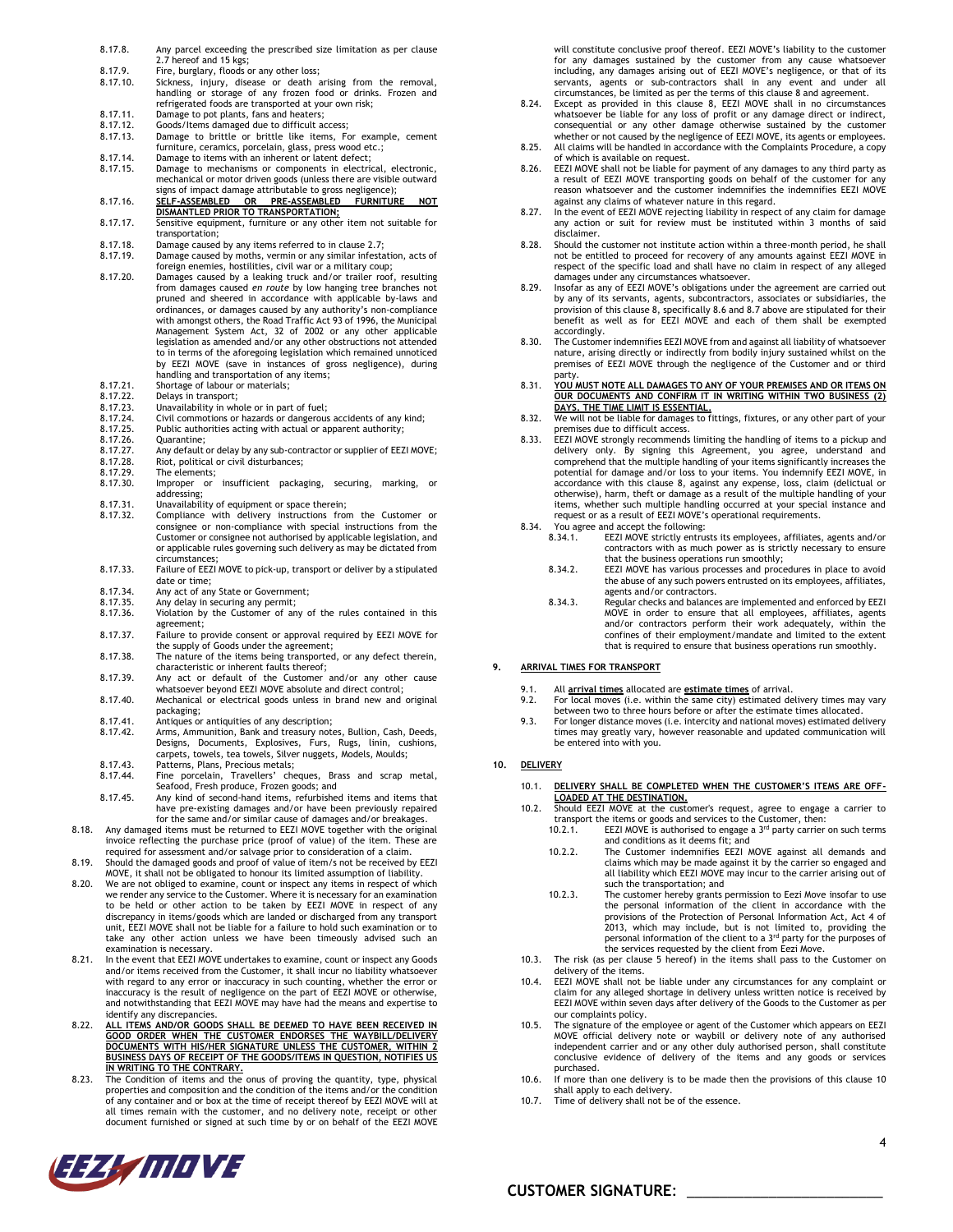8.17.8. Any parcel exceeding the prescribed size limitation as per clause 2.7 hereof and 15 kgs;

8.17.9. Fire, burglary, floods or any other loss;

8.17.10. Sickness, injury, disease or death arising from the removal, handling or storage of any frozen food or drinks. Frozen and refrigerated foods are transported at your own risk;

8.17.11. Damage to pot plants, fans and heaters;

8.17.12. Goods/Items damaged due to difficult access;

8.17.13. Damage to brittle or brittle like items, For example, cement furniture, ceramics, porcelain, glass, press wood etc.;

8.17.14. Damage to items with an inherent or latent defect;

8.17.15. Damage to mechanisms or components in electrical, electronic, mechanical or motor driven goods (unless there are visible outward signs of impact damage attributable to gross negligence);

8.17.16. **SELF-ASSEMBLED OR PRE-ASSEMBLED FURNITURE NOT DISMANTLED PRIOR TO TRANSPORTATION;**

8.17.17. Sensitive equipment, furniture or any other item not suitable for transportation;

8.17.18. Damage caused by any items referred to in clause 2.7;

8.17.19. Damage caused by moths, vermin or any similar infestation, acts of foreign enemies, hostilities, civil war or a military coup;

8.17.20. Damages caused by a leaking truck and/or trailer roof, resulting from damages caused *en route* by low hanging tree branches not pruned and sheered in accordance with applicable by-laws and ordinances, or damages caused by any authority's non-compliance with amongst others, the Road Traffic Act 93 of 1996, the Municipal Management System Act, 32 of 2002 or any other applicable legislation as amended and/or any other obstructions not attended to in terms of the aforegoing legislation which remained unnoticed by EEZI MOVE (save in instances of gross negligence), during handling and transportation of any items;

8.17.21. Shortage of labour or materials;

8.17.22. Delays in transport;

8.17.23. Unavailability in whole or in part of fuel;

8.17.24. Civil commotions or hazards or dangerous accidents of any kind;

8.17.25. Public authorities acting with actual or apparent authority;

8.17.26. Quarantine;

8.17.27. Any default or delay by any sub-contractor or supplier of EEZI MOVE;

8.17.28. Riot, political or civil disturbances;

8.17.29. The elements;

8.17.30. Improper or insufficient packaging, securing, marking, or addressing;

8.17.31. Unavailability of equipment or space therein;

8.17.32. Compliance with delivery instructions from the Customer or consignee or non-compliance with special instructions from the Customer or consignee not authorised by applicable legislation, and or applicable rules governing such delivery as may be dictated from circumstances;

8.17.33. Failure of EEZI MOVE to pick-up, transport or deliver by a stipulated date or time;

8.17.34. Any act of any State or Government;

8.17.35. Any delay in securing any permit;

8.17.36. Violation by the Customer of any of the rules contained in this agreement;

8.17.37. Failure to provide consent or approval required by EEZI MOVE for the supply of Goods under the agreement;

8.17.38. The nature of the items being transported, or any defect therein, characteristic or inherent faults thereof;

8.17.39. Any act or default of the Customer and/or any other cause whatsoever beyond EEZI MOVE absolute and direct control;

8.17.40. Mechanical or electrical goods unless in brand new and original packaging;

8.17.41. Antiques or antiquities of any description;

8.17.42. Arms, Ammunition, Bank and treasury notes, Bullion, Cash, Deeds, Designs, Documents, Explosives, Furs, Rugs, linin, cushions, carpets, towels, tea towels, Silver nuggets, Models, Moulds;

8.17.43. Patterns, Plans, Precious metals;

8.17.44. Fine porcelain, Travellers' cheques, Brass and scrap metal, Seafood, Fresh produce, Frozen goods; and

8.17.45. Any kind of second-hand items, refurbished items and items that have pre-existing damages and/or have been previously repaired for the same and/or similar cause of damages and/or breakages.

8.18. Any damaged items must be returned to EEZI MOVE together with the original invoice reflecting the purchase price (proof of value) of the item. These are required for assessment and/or salvage prior to consideration of a claim.

8.19. Should the damaged goods and proof of value of item/s not be received by EEZI MOVE, it shall not be obligated to honour its limited assumption of liability.

8.20. We are not obliged to examine, count or inspect any items in respect of which we render any service to the Customer. Where it is necessary for an examination to be held or other action to be taken by EEZI MOVE in respect of any discrepancy in items/goods which are landed or discharged from any transport unit, EEZI MOVE shall not be liable for a failure to hold such examination or to take any other action unless we have been timeously advised such an examination is necessary.

8.21. In the event that EEZI MOVE undertakes to examine, count or inspect any Goods and/or items received from the Customer, it shall incur no liability whatsoever with regard to any error or inaccuracy in such counting, whether the error or inaccuracy is the result of negligence on the part of EEZI MOVE or otherwise, and notwithstanding that EEZI MOVE may have had the means and expertise to identify any discrepancies.

8.22. **ALL ITEMS AND/OR GOODS SHALL BE DEEMED TO HAVE BEEN RECEIVED IN GOOD ORDER WHEN THE CUSTOMER ENDORSES THE WAYBILL/DELIVERY DOCUMENTS WITH HIS/HER SIGNATURE UNLESS THE CUSTOMER, WITHIN 2 BUSINESS DAYS OF RECEIPT OF THE GOODS/ITEMS IN QUESTION, NOTIFIES US IN WRITING TO THE CONTRARY.**

8.23. The Condition of items and the onus of proving the quantity, type, physical properties and composition and the condition of the items and/or the condition of any container and or box at the time of receipt thereof by EEZI MOVE will at all times remain with the customer, and no delivery note, receipt or other document furnished or signed at such time by or on behalf of the EEZI MOVE will constitute conclusive proof thereof. EEZI MOVE's liability to the customer for any damages sustained by the customer from any cause whatsoever including, any damages arising out of EEZI MOVE's negligence, or that of its servants, agents or sub-contractors shall in any event and under all circumstances, be limited as per the terms of this clause 8 and agreement.

8.24. Except as provided in this clause 8, EEZI MOVE shall in no circumstances whatsoever be liable for any loss of profit or any damage direct or indirect, consequential or any other damage otherwise sustained by the customer whether or not caused by the negligence of EEZI MOVE, its agents or employees.

8.25. All claims will be handled in accordance with the Complaints Procedure, a copy of which is available on request.

8.26. EEZI MOVE shall not be liable for payment of any damages to any third party as a result of EEZI MOVE transporting goods on behalf of the customer for any reason whatsoever and the customer indemnifies the indemnifies EEZI MOVE against any claims of whatever nature in this regard.

8.27. In the event of EEZI MOVE rejecting liability in respect of any claim for damage any action or suit for review must be instituted within 3 months of said disclaimer.

8.28. Should the customer not institute action within a three-month period, he shall not be entitled to proceed for recovery of any amounts against EEZI MOVE in respect of the specific load and shall have no claim in respect of any alleged damages under any circumstances whatsoever.

8.29. Insofar as any of EEZI MOVE's obligations under the agreement are carried out by any of its servants, agents, subcontractors, associates or subsidiaries, the provision of this clause 8, specifically 8.6 and 8.7 above are stipulated for their benefit as well as for EEZI MOVE and each of them shall be exempted accordingly.

8.30. The Customer indemnifies EEZI MOVE from and against all liability of whatsoever nature, arising directly or indirectly from bodily injury sustained whilst on the premises of EEZI MOVE through the negligence of the Customer and or third party.

8.31. **YOU MUST NOTE ALL DAMAGES TO ANY OF YOUR PREMISES AND OR ITEMS ON OUR DOCUMENTS AND CONFIRM IT IN WRITING WITHIN TWO BUSINESS (2) DAYS. THE TIME LIMIT IS ESSENTIAL.**

8.32. We will not be liable for damages to fittings, fixtures, or any other part of your premises due to difficult access.

8.33. EEZI MOVE strongly recommends limiting the handling of items to a pickup and delivery only. By signing this Agreement, you agree, understand and comprehend that the multiple handling of your items significantly increases the potential for damage and/or loss to your items. You indemnify EEZI MOVE, in accordance with this clause 8, against any expense, loss, claim (delictual or otherwise), harm, theft or damage as a result of the multiple handling of your items, whether such multiple handling occurred at your special instance and request or as a result of EEZI MOVE's operational requirements.

8.34. You agree and accept the following:

8.34.1. EEZI MOVE strictly entrusts its employees, affiliates, agents and/or contractors with as much power as is strictly necessary to ensure that the business operations run smoothly;

8.34.2. EEZI MOVE has various processes and procedures in place to avoid the abuse of any such powers entrusted on its employees, affiliates, agents and/or contractors.

8.34.3. Regular checks and balances are implemented and enforced by EEZI MOVE in order to ensure that all employees, affiliates, agents and/or contractors perform their work adequately, within the confines of their employment/mandate and limited to the extent that is required to ensure that business operations run smoothly.

## 9. ARRIVAL TIMES FOR TRANSPORT

9.1. All **arrival times** allocated are **estimate times** of arrival.

9.2. For local moves (i.e. within the same city) estimated delivery times may vary between two to three hours before or after the estimate times allocated.

9.3. For longer distance moves (i.e. intercity and national moves) estimated delivery times may greatly vary, however reasonable and updated communication will be entered into with you.

## 10. DELIVERY

10.1. **DELIVERY SHALL BE COMPLETED WHEN THE CUSTOMER'S ITEMS ARE OFF-LOADED AT THE DESTINATION.**

10.2. Should EEZI MOVE at the customer's request, agree to engage a carrier to transport the items or goods and services to the Customer, then:

10.2.1. EEZI MOVE is authorised to engage a 3rd party carrier on such terms and conditions as it deems fit; and

10.2.2. The Customer indemnifies EEZI MOVE against all demands and claims which may be made against it by the carrier so engaged and all liability which EEZI MOVE may incur to the carrier arising out of such the transportation; and

10.2.3. The customer hereby grants permission to Eezi Move insofar to use the personal information of the client in accordance with the provisions of the Protection of Personal Information Act, Act 4 of 2013, which may include, but is not limited to, providing the personal information of the client to a 3rd party for the purposes of the services requested by the client from Eezi Move.

10.3. The risk (as per clause 5 hereof) in the items shall pass to the Customer on delivery of the items.

10.4. EEZI MOVE shall not be liable under any circumstances for any complaint or claim for any alleged shortage in delivery unless written notice is received by EEZI MOVE within seven days after delivery of the Goods to the Customer as per our complaints policy.

10.5. The signature of the employee or agent of the Customer which appears on EEZI MOVE official delivery note or waybill or delivery note of any authorised independent carrier and or any other duly authorised person, shall constitute conclusive evidence of delivery of the items and any goods or services purchased.

10.6. If more than one delivery is to be made then the provisions of this clause 10 shall apply to each delivery.

10.7. Time of delivery shall not be of the essence.

**CUSTOMER SIGNATURE:** ___________________________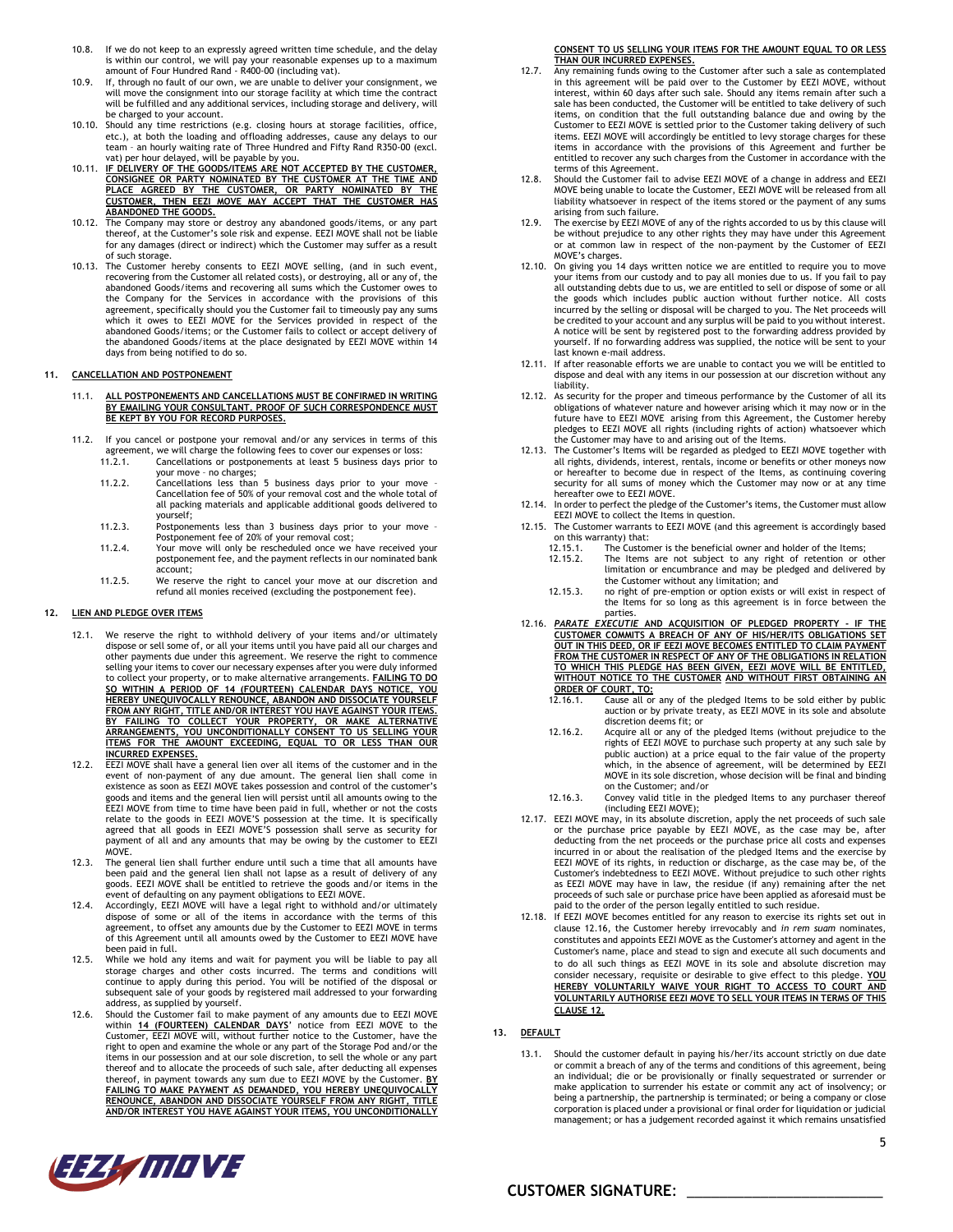10.8. If we do not keep to an expressly agreed written time schedule, and the delay is within our control, we will pay your reasonable expenses up to a maximum amount of Four Hundred Rand - R400-00 (including vat).

10.9. If, through no fault of our own, we are unable to deliver your consignment, we will move the consignment into our storage facility at which time the contract will be fulfilled and any additional services, including storage and delivery, will be charged to your account.

10.10. Should any time restrictions (e.g. closing hours at storage facilities, office, etc.), at both the loading and offloading addresses, cause any delays to our team – an hourly waiting rate of Three Hundred and Fifty Rand R350-00 (excl. vat) per hour delayed, will be payable by you.

10.11. **IF DELIVERY OF THE GOODS/ITEMS ARE NOT ACCEPTED BY THE CUSTOMER, CONSIGNEE OR PARTY NOMINATED BY THE CUSTOMER AT THE TIME AND PLACE AGREED BY THE CUSTOMER, OR PARTY NOMINATED BY THE CUSTOMER, THEN EEZI MOVE MAY ACCEPT THAT THE CUSTOMER HAS ABANDONED THE GOODS.**

10.12. The Company may store or destroy any abandoned goods/items, or any part thereof, at the Customer's sole risk and expense. EEZI MOVE shall not be liable for any damages (direct or indirect) which the Customer may suffer as a result of such storage.

10.13. The Customer hereby consents to EEZI MOVE selling, (and in such event, recovering from the Customer all related costs), or destroying, all or any of, the abandoned Goods/items and recovering all sums which the Customer owes to the Company for the Services in accordance with the provisions of this agreement, specifically should you the Customer fail to timeously pay any sums which it owes to EEZI MOVE for the Services provided in respect of the abandoned Goods/items; or the Customer fails to collect or accept delivery of the abandoned Goods/items at the place designated by EEZI MOVE within 14 days from being notified to do so.

## 11. CANCELLATION AND POSTPONEMENT

11.1. **ALL POSTPONEMENTS AND CANCELLATIONS MUST BE CONFIRMED IN WRITING BY EMAILING YOUR CONSULTANT. PROOF OF SUCH CORRESPONDENCE MUST BE KEPT BY YOU FOR RECORD PURPOSES.**

11.2. If you cancel or postpone your removal and/or any services in terms of this agreement, we will charge the following fees to cover our expenses or loss:

- 11.2.1. Cancellations or postponements at least 5 business days prior to your move – no charges;
- 11.2.2. Cancellations less than 5 business days prior to your move – Cancellation fee of 50% of your removal cost and the whole total of all packing materials and applicable additional goods delivered to yourself;
- 11.2.3. Postponements less than 3 business days prior to your move – Postponement fee of 20% of your removal cost;
- 11.2.4. Your move will only be rescheduled once we have received your postponement fee, and the payment reflects in our nominated bank account;
- 11.2.5. We reserve the right to cancel your move at our discretion and refund all monies received (excluding the postponement fee).

## 12. LIEN AND PLEDGE OVER ITEMS

12.1. We reserve the right to withhold delivery of your items and/or ultimately dispose or sell some of, or all your items until you have paid all our charges and other payments due under this agreement. We reserve the right to commence selling your items to cover our necessary expenses after you were duly informed to collect your property, or to make alternative arrangements. **FAILING TO DO SO WITHIN A PERIOD OF 14 (FOURTEEN) CALENDAR DAYS NOTICE, YOU HEREBY UNEQUIVOCALLY RENOUNCE, ABANDON AND DISSOCIATE YOURSELF FROM ANY RIGHT, TITLE AND/OR INTEREST YOU HAVE AGAINST YOUR ITEMS. BY FAILING TO COLLECT YOUR PROPERTY, OR MAKE ALTERNATIVE ARRANGEMENTS, YOU UNCONDITIONALLY CONSENT TO US SELLING YOUR ITEMS FOR THE AMOUNT EXCEEDING, EQUAL TO OR LESS THAN OUR INCURRED EXPENSES.**

12.2. EEZI MOVE shall have a general lien over all items of the customer and in the event of non-payment of any due amount. The general lien shall come in existence as soon as EEZI MOVE takes possession and control of the customer's goods and items and the general lien will persist until all amounts owing to the EEZI MOVE from time to time have been paid in full, whether or not the costs relate to the goods in EEZI MOVE'S possession at the time. It is specifically agreed that all goods in EEZI MOVE'S possession shall serve as security for payment of all and any amounts that may be owing by the customer to EEZI MOVE.

12.3. The general lien shall further endure until such a time that all amounts have been paid and the general lien shall not lapse as a result of delivery of any goods. EEZI MOVE shall be entitled to retrieve the goods and/or items in the event of defaulting on any payment obligations to EEZI MOVE.

12.4. Accordingly, EEZI MOVE will have a legal right to withhold and/or ultimately dispose of some or all of the items in accordance with the terms of this agreement, to offset any amounts due by the Customer to EEZI MOVE in terms of this Agreement until all amounts owed by the Customer to EEZI MOVE have been paid in full.

12.5. While we hold any items and wait for payment you will be liable to pay all storage charges and other costs incurred. The terms and conditions will continue to apply during this period. You will be notified of the disposal or subsequent sale of your goods by registered mail addressed to your forwarding address, as supplied by yourself.

12.6. Should the Customer fail to make payment of any amounts due to EEZI MOVE within **14 (FOURTEEN) CALENDAR DAYS**' notice from EEZI MOVE to the Customer, EEZI MOVE will, without further notice to the Customer, have the right to open and examine the whole or any part of the Storage Pod and/or the items in our possession and at our sole discretion, to sell the whole or any part thereof and to allocate the proceeds of such sale, after deducting all expenses thereof, in payment towards any sum due to EEZI MOVE by the Customer. **BY FAILING TO MAKE PAYMENT AS DEMANDED, YOU HEREBY UNEQUIVOCALLY RENOUNCE, ABANDON AND DISSOCIATE YOURSELF FROM ANY RIGHT, TITLE AND/OR INTEREST YOU HAVE AGAINST YOUR ITEMS, YOU UNCONDITIONALLY CONSENT TO US SELLING YOUR ITEMS FOR THE AMOUNT EQUAL TO OR LESS THAN OUR INCURRED EXPENSES.**

12.7. Any remaining funds owing to the Customer after such a sale as contemplated in this agreement will be paid over to the Customer by EEZI MOVE, without interest, within 60 days after such sale. Should any items remain after such a sale has been conducted, the Customer will be entitled to take delivery of such items, on condition that the full outstanding balance due and owing by the Customer to EEZI MOVE is settled prior to the Customer taking delivery of such items. EEZI MOVE will accordingly be entitled to levy storage charges for these items in accordance with the provisions of this Agreement and further be entitled to recover any such charges from the Customer in accordance with the terms of this Agreement.

12.8. Should the Customer fail to advise EEZI MOVE of a change in address and EEZI MOVE being unable to locate the Customer, EEZI MOVE will be released from all liability whatsoever in respect of the items stored or the payment of any sums arising from such failure.

12.9. The exercise by EEZI MOVE of any of the rights accorded to us by this clause will be without prejudice to any other rights they may have under this Agreement or at common law in respect of the non-payment by the Customer of EEZI MOVE's charges.

12.10. On giving you 14 days written notice we are entitled to require you to move your items from our custody and to pay all monies due to us. If you fail to pay all outstanding debts due to us, we are entitled to sell or dispose of some or all the goods which includes public auction without further notice. All costs incurred by the selling or disposal will be charged to you. The Net proceeds will be credited to your account and any surplus will be paid to you without interest. A notice will be sent by registered post to the forwarding address provided by yourself. If no forwarding address was supplied, the notice will be sent to your last known e-mail address.

12.11. If after reasonable efforts we are unable to contact you we will be entitled to dispose and deal with any items in our possession at our discretion without any liability.

12.12. As security for the proper and timeous performance by the Customer of all its obligations of whatever nature and however arising which it may now or in the future have to EEZI MOVE arising from this Agreement, the Customer hereby pledges to EEZI MOVE all rights (including rights of action) whatsoever which the Customer may have to and arising out of the Items.

12.13. The Customer's Items will be regarded as pledged to EEZI MOVE together with all rights, dividends, interest, rentals, income or benefits or other moneys now or hereafter to become due in respect of the Items, as continuing covering security for all sums of money which the Customer may now or at any time hereafter owe to EEZI MOVE.

12.14. In order to perfect the pledge of the Customer's items, the Customer must allow EEZI MOVE to collect the Items in question.

12.15. The Customer warrants to EEZI MOVE (and this agreement is accordingly based on this warranty) that:

- 12.15.1. The Customer is the beneficial owner and holder of the Items;
- 12.15.2. The Items are not subject to any right of retention or other limitation or encumbrance and may be pledged and delivered by the Customer without any limitation; and
- 12.15.3. no right of pre-emption or option exists or will exist in respect of the Items for so long as this agreement is in force between the parties.

12.16. ***PARATE EXECUTIE* AND ACQUISITION OF PLEDGED PROPERTY – IF THE CUSTOMER COMMITS A BREACH OF ANY OF HIS/HER/ITS OBLIGATIONS SET OUT IN THIS DEED, OR IF EEZI MOVE BECOMES ENTITLED TO CLAIM PAYMENT FROM THE CUSTOMER IN RESPECT OF ANY OF THE OBLIGATIONS IN RELATION TO WHICH THIS PLEDGE HAS BEEN GIVEN, EEZI MOVE WILL BE ENTITLED, WITHOUT NOTICE TO THE CUSTOMER AND WITHOUT FIRST OBTAINING AN ORDER OF COURT, TO:**

- 12.16.1. Cause all or any of the pledged Items to be sold either by public auction or by private treaty, as EEZI MOVE in its sole and absolute discretion deems fit; or
- 12.16.2. Acquire all or any of the pledged Items (without prejudice to the rights of EEZI MOVE to purchase such property at any such sale by public auction) at a price equal to the fair value of the property which, in the absence of agreement, will be determined by EEZI MOVE in its sole discretion, whose decision will be final and binding on the Customer; and/or
- 12.16.3. Convey valid title in the pledged Items to any purchaser thereof (including EEZI MOVE);

12.17. EEZI MOVE may, in its absolute discretion, apply the net proceeds of such sale or the purchase price payable by EEZI MOVE, as the case may be, after deducting from the net proceeds or the purchase price all costs and expenses incurred in or about the realisation of the pledged Items and the exercise by EEZI MOVE of its rights, in reduction or discharge, as the case may be, of the Customer's indebtedness to EEZI MOVE. Without prejudice to such other rights as EEZI MOVE may have in law, the residue (if any) remaining after the net proceeds of such sale or purchase price have been applied as aforesaid must be paid to the order of the person legally entitled to such residue.

12.18. If EEZI MOVE becomes entitled for any reason to exercise its rights set out in clause 12.16, the Customer hereby irrevocably and *in rem suam* nominates, constitutes and appoints EEZI MOVE as the Customer's attorney and agent in the Customer's name, place and stead to sign and execute all such documents and to do all such things as EEZI MOVE in its sole and absolute discretion may consider necessary, requisite or desirable to give effect to this pledge. **YOU HEREBY VOLUNTARILY WAIVE YOUR RIGHT TO ACCESS TO COURT AND VOLUNTARILY AUTHORISE EEZI MOVE TO SELL YOUR ITEMS IN TERMS OF THIS CLAUSE 12.**

## 13. DEFAULT

13.1. Should the customer default in paying his/her/its account strictly on due date or commit a breach of any of the terms and conditions of this agreement, being an individual; die or be provisionally or finally sequestrated or surrender or make application to surrender his estate or commit any act of insolvency; or being a partnership, the partnership is terminated; or being a company or close corporation is placed under a provisional or final order for liquidation or judicial management; or has a judgement recorded against it which remains unsatisfied

**CUSTOMER SIGNATURE:** \_\_\_\_\_\_\_\_\_\_\_\_\_\_\_\_\_\_\_\_\_\_\_\_\_\_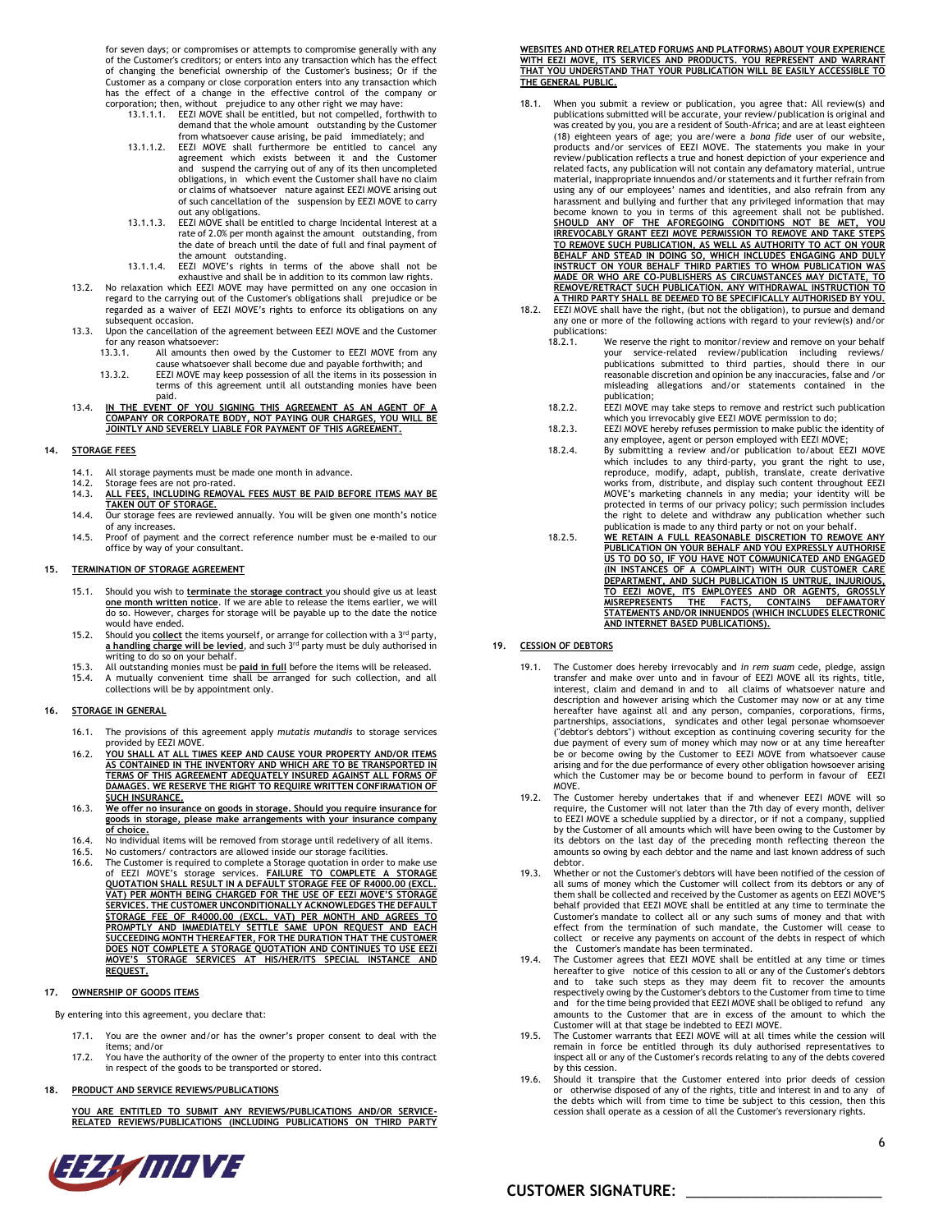for seven days; or compromises or attempts to compromise generally with any of the Customer's creditors; or enters into any transaction which has the effect of changing the beneficial ownership of the Customer's business; Or if the Customer as a company or close corporation enters into any transaction which has the effect of a change in the effective control of the company or corporation; then, without prejudice to any other right we may have:

13.1.1.1. EEZI MOVE shall be entitled, but not compelled, forthwith to demand that the whole amount outstanding by the Customer from whatsoever cause arising, be paid immediately; and

13.1.1.2. EEZI MOVE shall furthermore be entitled to cancel any agreement which exists between it and the Customer and suspend the carrying out of any of its then uncompleted obligations, in which event the Customer shall have no claim or claims of whatsoever nature against EEZI MOVE arising out of such cancellation of the suspension by EEZI MOVE to carry out any obligations.

13.1.1.3. EEZI MOVE shall be entitled to charge Incidental Interest at a rate of 2.0% per month against the amount outstanding, from the date of breach until the date of full and final payment of the amount outstanding.

13.1.1.4. EEZI MOVE's rights in terms of the above shall not be exhaustive and shall be in addition to its common law rights.

13.2. No relaxation which EEZI MOVE may have permitted on any one occasion in regard to the carrying out of the Customer's obligations shall prejudice or be regarded as a waiver of EEZI MOVE's rights to enforce its obligations on any subsequent occasion.

13.3. Upon the cancellation of the agreement between EEZI MOVE and the Customer for any reason whatsoever:

13.3.1. All amounts then owed by the Customer to EEZI MOVE from any cause whatsoever shall become due and payable forthwith; and

13.3.2. EEZI MOVE may keep possession of all the items in its possession in terms of this agreement until all outstanding monies have been paid.

13.4. **IN THE EVENT OF YOU SIGNING THIS AGREEMENT AS AN AGENT OF A COMPANY OR CORPORATE BODY, NOT PAYING OUR CHARGES, YOU WILL BE JOINTLY AND SEVERELY LIABLE FOR PAYMENT OF THIS AGREEMENT.**

## 14. STORAGE FEES

14.1. All storage payments must be made one month in advance.

14.2. Storage fees are not pro-rated.

14.3. **ALL FEES, INCLUDING REMOVAL FEES MUST BE PAID BEFORE ITEMS MAY BE TAKEN OUT OF STORAGE.**

14.4. Our storage fees are reviewed annually. You will be given one month's notice of any increases.

14.5. Proof of payment and the correct reference number must be e-mailed to our office by way of your consultant.

## 15. TERMINATION OF STORAGE AGREEMENT

15.1. Should you wish to **terminate** the **storage contract** you should give us at least **one month written notice**. If we are able to release the items earlier, we will do so. However, charges for storage will be payable up to the date the notice would have ended.

15.2. Should you **collect** the items yourself, or arrange for collection with a 3rd party, **a handling charge will be levied**, and such 3rd party must be duly authorised in writing to do so on your behalf.

15.3. All outstanding monies must be **paid in full** before the items will be released.

15.4. A mutually convenient time shall be arranged for such collection, and all collections will be by appointment only.

## 16. STORAGE IN GENERAL

16.1. The provisions of this agreement apply *mutatis mutandis* to storage services provided by EEZI MOVE.

16.2. **YOU SHALL AT ALL TIMES KEEP AND CAUSE YOUR PROPERTY AND/OR ITEMS AS CONTAINED IN THE INVENTORY AND WHICH ARE TO BE TRANSPORTED IN TERMS OF THIS AGREEMENT ADEQUATELY INSURED AGAINST ALL FORMS OF DAMAGES. WE RESERVE THE RIGHT TO REQUIRE WRITTEN CONFIRMATION OF SUCH INSURANCE.**

16.3. **We offer no insurance on goods in storage. Should you require insurance for goods in storage, please make arrangements with your insurance company of choice.**

16.4. No individual items will be removed from storage until redelivery of all items.

16.5. No customers/ contractors are allowed inside our storage facilities.

16.6. The Customer is required to complete a Storage quotation in order to make use of EEZI MOVE's storage services. **FAILURE TO COMPLETE A STORAGE QUOTATION SHALL RESULT IN A DEFAULT STORAGE FEE OF R4000.00 (EXCL. VAT) PER MONTH BEING CHARGED FOR THE USE OF EEZI MOVE'S STORAGE SERVICES. THE CUSTOMER UNCONDITIONALLY ACKNOWLEDGES THE DEFAULT STORAGE FEE OF R4000.00 (EXCL. VAT) PER MONTH AND AGREES TO PROMPTLY AND IMMEDIATELY SETTLE SAME UPON REQUEST AND EACH SUCCEEDING MONTH THEREAFTER, FOR THE DURATION THAT THE CUSTOMER DOES NOT COMPLETE A STORAGE QUOTATION AND CONTINUES TO USE EEZI MOVE'S STORAGE SERVICES AT HIS/HER/ITS SPECIAL INSTANCE AND REQUEST.**

## 17. OWNERSHIP OF GOODS ITEMS

By entering into this agreement, you declare that:

17.1. You are the owner and/or has the owner's proper consent to deal with the items; and/or

17.2. You have the authority of the owner of the property to enter into this contract in respect of the goods to be transported or stored.

## 18. PRODUCT AND SERVICE REVIEWS/PUBLICATIONS

**YOU ARE ENTITLED TO SUBMIT ANY REVIEWS/PUBLICATIONS AND/OR SERVICE-RELATED REVIEWS/PUBLICATIONS (INCLUDING PUBLICATIONS ON THIRD PARTY WEBSITES AND OTHER RELATED FORUMS AND PLATFORMS) ABOUT YOUR EXPERIENCE WITH EEZI MOVE, ITS SERVICES AND PRODUCTS. YOU REPRESENT AND WARRANT THAT YOU UNDERSTAND THAT YOUR PUBLICATION WILL BE EASILY ACCESSIBLE TO THE GENERAL PUBLIC.**

18.1. When you submit a review or publication, you agree that: All review(s) and publications submitted will be accurate, your review/publication is original and was created by you, you are a resident of South-Africa; and are at least eighteen (18) eighteen years of age; you are/were a *bona fide* user of our website, products and/or services of EEZI MOVE. The statements you make in your review/publication reflects a true and honest depiction of your experience and related facts, any publication will not contain any defamatory material, untrue material, inappropriate innuendos and/or statements and it further refrain from using any of our employees' names and identities, and also refrain from any harassment and bullying and further that any privileged information that may become known to you in terms of this agreement shall not be published. **SHOULD ANY OF THE AFOREGOING CONDITIONS NOT BE MET, YOU IRREVOCABLY GRANT EEZI MOVE PERMISSION TO REMOVE AND TAKE STEPS TO REMOVE SUCH PUBLICATION, AS WELL AS AUTHORITY TO ACT ON YOUR BEHALF AND STEAD IN DOING SO, WHICH INCLUDES ENGAGING AND DULY INSTRUCT ON YOUR BEHALF THIRD PARTIES TO WHOM PUBLICATION WAS MADE OR WHO ARE CO-PUBLISHERS AS CIRCUMSTANCES MAY DICTATE, TO REMOVE/RETRACT SUCH PUBLICATION. ANY WITHDRAWAL INSTRUCTION TO A THIRD PARTY SHALL BE DEEMED TO BE SPECIFICALLY AUTHORISED BY YOU.**

18.2. EEZI MOVE shall have the right, (but not the obligation), to pursue and demand any one or more of the following actions with regard to your review(s) and/or publications:

18.2.1. We reserve the right to monitor/review and remove on your behalf your service-related review/publication including reviews/ publications submitted to third parties, should there in our reasonable discretion and opinion be any inaccuracies, false and /or misleading allegations and/or statements contained in the publication;

18.2.2. EEZI MOVE may take steps to remove and restrict such publication which you irrevocably give EEZI MOVE permission to do;

18.2.3. EEZI MOVE hereby refuses permission to make public the identity of any employee, agent or person employed with EEZI MOVE;

18.2.4. By submitting a review and/or publication to/about EEZI MOVE which includes to any third-party, you grant the right to use, reproduce, modify, adapt, publish, translate, create derivative works from, distribute, and display such content throughout EEZI MOVE's marketing channels in any media; your identity will be protected in terms of our privacy policy; such permission includes the right to delete and withdraw any publication whether such publication is made to any third party or not on your behalf.

18.2.5. **WE RETAIN A FULL REASONABLE DISCRETION TO REMOVE ANY PUBLICATION ON YOUR BEHALF AND YOU EXPRESSLY AUTHORISE US TO DO SO, IF YOU HAVE NOT COMMUNICATED AND ENGAGED (IN INSTANCES OF A COMPLAINT) WITH OUR CUSTOMER CARE DEPARTMENT, AND SUCH PUBLICATION IS UNTRUE, INJURIOUS, TO EEZI MOVE, ITS EMPLOYEES AND OR AGENTS, GROSSLY MISREPRESENTS THE FACTS, CONTAINS DEFAMATORY STATEMENTS AND/OR INNUENDOS (WHICH INCLUDES ELECTRONIC AND INTERNET BASED PUBLICATIONS).**

## 19. CESSION OF DEBTORS

19.1. The Customer does hereby irrevocably and *in rem suam* cede, pledge, assign transfer and make over unto and in favour of EEZI MOVE all its rights, title, interest, claim and demand in and to all claims of whatsoever nature and description and however arising which the Customer may now or at any time hereafter have against all and any person, companies, corporations, firms, partnerships, associations, syndicates and other legal personae whomsoever ("debtor's debtors") without exception as continuing covering security for the due payment of every sum of money which may now or at any time hereafter be or become owing by the Customer to EEZI MOVE from whatsoever cause arising and for the due performance of every other obligation howsoever arising which the Customer may be or become bound to perform in favour of EEZI MOVE.

19.2. The Customer hereby undertakes that if and whenever EEZI MOVE will so require, the Customer will not later than the 7th day of every month, deliver to EEZI MOVE a schedule supplied by a director, or if not a company, supplied by the Customer of all amounts which will have been owing to the Customer by its debtors on the last day of the preceding month reflecting thereon the amounts so owing by each debtor and the name and last known address of such debtor.

19.3. Whether or not the Customer's debtors will have been notified of the cession of all sums of money which the Customer will collect from its debtors or any of them shall be collected and received by the Customer as agents on EEZI MOVE'S behalf provided that EEZI MOVE shall be entitled at any time to terminate the Customer's mandate to collect all or any such sums of money and that with effect from the termination of such mandate, the Customer will cease to collect or receive any payments on account of the debts in respect of which the Customer's mandate has been terminated.

19.4. The Customer agrees that EEZI MOVE shall be entitled at any time or times hereafter to give notice of this cession to all or any of the Customer's debtors and to take such steps as they may deem fit to recover the amounts respectively owing by the Customer's debtors to the Customer from time to time and for the time being provided that EEZI MOVE shall be obliged to refund any amounts to the Customer that are in excess of the amount to which the Customer will at that stage be indebted to EEZI MOVE.

19.5. The Customer warrants that EEZI MOVE will at all times while the cession will remain in force be entitled through its duly authorised representatives to inspect all or any of the Customer's records relating to any of the debts covered by this cession.

19.6. Should it transpire that the Customer entered into prior deeds of cession or otherwise disposed of any of the rights, title and interest in and to any of the debts which will from time to time be subject to this cession, then this cession shall operate as a cession of all the Customer's reversionary rights.

**CUSTOMER SIGNATURE: ___________________________**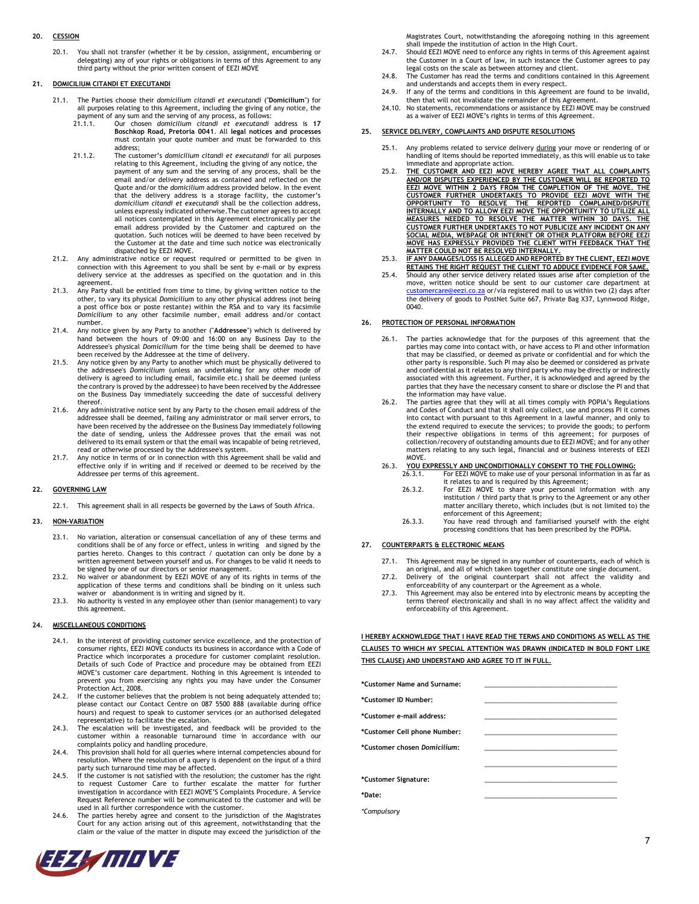## 20. CESSION

20.1. You shall not transfer (whether it be by cession, assignment, encumbering or delegating) any of your rights or obligations in terms of this Agreement to any third party without the prior written consent of EEZI MOVE

## 21. DOMICILIUM CITANDI ET EXECUTANDI

21.1. The Parties choose their *domicilium citandi et executandi* ("**Domicilium**") for all purposes relating to this Agreement, including the giving of any notice, the payment of any sum and the serving of any process, as follows:

21.1.1. Our chosen *domicilium citandi et executandi* address is **17 Boschkop Road, Pretoria 0041**. All **legal notices and processes** must contain your quote number and must be forwarded to this address;

21.1.2. The customer's *domicilium citandi et executandi* for all purposes relating to this Agreement, including the giving of any notice, the payment of any sum and the serving of any process, shall be the email and/or delivery address as contained and reflected on the Quote and/or the *domicilium* address provided below. In the event that the delivery address is a storage facility, the customer's *domicilium citandi et executandi* shall be the collection address, unless expressly indicated otherwise.The customer agrees to accept all notices contemplated in this Agreement electronically per the email address provided by the Customer and captured on the quotation. Such notices will be deemed to have been received by the Customer at the date and time such notice was electronically dispatched by EEZI MOVE.

21.2. Any administrative notice or request required or permitted to be given in connection with this Agreement to you shall be sent by e-mail or by express delivery service at the addresses as specified on the quotation and in this agreement.

21.3. Any Party shall be entitled from time to time, by giving written notice to the other, to vary its physical *Domicilium* to any other physical address (not being a post office box or poste restante) within the RSA and to vary its facsimile *Domicilium* to any other facsimile number, email address and/or contact number.

21.4. Any notice given by any Party to another ("**Addressee**") which is delivered by hand between the hours of 09:00 and 16:00 on any Business Day to the Addressee's physical *Domicilium* for the time being shall be deemed to have been received by the Addressee at the time of delivery.

21.5. Any notice given by any Party to another which must be physically delivered to the addressee's *Domicilium* (unless an undertaking for any other mode of delivery is agreed to including email, facsimile etc.) shall be deemed (unless the contrary is proved by the addressee) to have been received by the Addressee on the Business Day immediately succeeding the date of successful delivery thereof.

21.6. Any administrative notice sent by any Party to the chosen email address of the addressee shall be deemed, failing any administrator or mail server errors, to have been received by the addressee on the Business Day immediately following the date of sending, unless the Addressee proves that the email was not delivered to its email system or that the email was incapable of being retrieved, read or otherwise processed by the Addressee's system.

21.7. Any notice in terms of or in connection with this Agreement shall be valid and effective only if in writing and if received or deemed to be received by the Addressee per terms of this agreement.

## 22. GOVERNING LAW

22.1. This agreement shall in all respects be governed by the Laws of South Africa.

## 23. NON-VARIATION

23.1. No variation, alteration or consensual cancellation of any of these terms and conditions shall be of any force or effect, unless in writing and signed by the parties hereto. Changes to this contract / quotation can only be done by a written agreement between yourself and us. For changes to be valid it needs to be signed by one of our directors or senior management.

23.2. No waiver or abandonment by EEZI MOVE of any of its rights in terms of the application of these terms and conditions shall be binding on it unless such waiver or abandonment is in writing and signed by it.

23.3. No authority is vested in any employee other than (senior management) to vary this agreement.

## 24. MISCELLANEOUS CONDITIONS

24.1. In the interest of providing customer service excellence, and the protection of consumer rights, EEZI MOVE conducts its business in accordance with a Code of Practice which incorporates a procedure for customer complaint resolution. Details of such Code of Practice and procedure may be obtained from EEZI MOVE's customer care department. Nothing in this Agreement is intended to prevent you from exercising any rights you may have under the Consumer Protection Act, 2008.

24.2. If the customer believes that the problem is not being adequately attended to; please contact our Contact Centre on 087 5500 888 (available during office hours) and request to speak to customer services (or an authorised delegated representative) to facilitate the escalation.

24.3. The escalation will be investigated, and feedback will be provided to the customer within a reasonable turnaround time in accordance with our complaints policy and handling procedure.

24.4. This provision shall hold for all queries where internal competencies abound for resolution. Where the resolution of a query is dependent on the input of a third party such turnaround time may be affected.

24.5. If the customer is not satisfied with the resolution; the customer has the right to request Customer Care to further escalate the matter for further investigation in accordance with EEZI MOVE'S Complaints Procedure. A Service Request Reference number will be communicated to the customer and will be used in all further correspondence with the customer.

24.6. The parties hereby agree and consent to the jurisdiction of the Magistrates Court for any action arising out of this agreement, notwithstanding that the claim or the value of the matter in dispute may exceed the jurisdiction of the Magistrates Court, notwithstanding the aforegoing nothing in this agreement shall impede the institution of action in the High Court.

24.7. Should EEZI MOVE need to enforce any rights in terms of this Agreement against the Customer in a Court of law, in such instance the Customer agrees to pay legal costs on the scale as between attorney and client.

24.8. The Customer has read the terms and conditions contained in this Agreement and understands and accepts them in every respect.

24.9. If any of the terms and conditions in this Agreement are found to be invalid, then that will not invalidate the remainder of this Agreement.

24.10. No statements, recommendations or assistance by EEZI MOVE may be construed as a waiver of EEZI MOVE's rights in terms of this Agreement.

## 25. SERVICE DELIVERY, COMPLAINTS AND DISPUTE RESOLUTIONS

25.1. Any problems related to service delivery during your move or rendering of or handling of items should be reported immediately, as this will enable us to take immediate and appropriate action.

25.2. **THE CUSTOMER AND EEZI MOVE HEREBY AGREE THAT ALL COMPLAINTS AND/OR DISPUTES EXPERIENCED BY THE CUSTOMER WILL BE REPORTED TO EEZI MOVE WITHIN 2 DAYS FROM THE COMPLETION OF THE MOVE. THE CUSTOMER FURTHER UNDERTAKES TO PROVIDE EEZI MOVE WITH THE OPPORTUNITY TO RESOLVE THE REPORTED COMPLAINED/DISPUTE INTERNALLY AND TO ALLOW EEZI MOVE THE OPPORTUNITY TO UTILIZE ALL MEASURES NEEDED TO RESOLVE THE MATTER WITHIN 30 DAYS. THE CUSTOMER FURTHER UNDERTAKES TO NOT PUBLICIZE ANY INCIDENT ON ANY SOCIAL MEDIA, WEBPAGE OR INTERNET OR OTHER PLATFORM BEFORE EEZI MOVE HAS EXPRESSLY PROVIDED THE CLIENT WITH FEEDBACK THAT THE MATTER COULD NOT BE RESOLVED INTERNALLY.**

25.3. **IF ANY DAMAGES/LOSS IS ALLEGED AND REPORTED BY THE CLIENT, EEZI MOVE RETAINS THE RIGHT REQUEST THE CLIENT TO ADDUCE EVIDENCE FOR SAME.**

25.4. Should any other service delivery related issues arise after completion of the move, written notice should be sent to our customer care department at customercare@eezi.co.za or/via registered mail to us within two (2) days after the delivery of goods to PostNet Suite 667, Private Bag X37, Lynnwood Ridge, 0040.

## 26. PROTECTION OF PERSONAL INFORMATION

26.1. The parties acknowledge that for the purposes of this agreement that the parties may come into contact with, or have access to PI and other information that may be classified, or deemed as private or confidential and for which the other party is responsible. Such PI may also be deemed or considered as private and confidential as it relates to any third party who may be directly or indirectly associated with this agreement. Further, it is acknowledged and agreed by the parties that they have the necessary consent to share or disclose the PI and that the information may have value.

26.2. The parties agree that they will at all times comply with POPIA's Regulations and Codes of Conduct and that it shall only collect, use and process PI it comes into contact with pursuant to this Agreement in a lawful manner, and only to the extend required to execute the services; to provide the goods; to perform their respective obligations in terms of this agreement; for purposes of collection/recovery of outstanding amounts due to EEZI MOVE; and for any other matters relating to any such legal, financial and or business interests of EEZI MOVE.

26.3. **YOU EXPRESSLY AND UNCONDITIONALLY CONSENT TO THE FOLLOWING:**

26.3.1. For EEZI MOVE to make use of your personal information in as far as it relates to and is required by this Agreement;

26.3.2. For EEZI MOVE to share your personal information with any institution / third party that is privy to the Agreement or any other matter ancillary thereto, which includes (but is not limited to) the enforcement of this Agreement;

26.3.3. You have read through and familiarised yourself with the eight processing conditions that has been prescribed by the POPIA.

## 27. COUNTERPARTS & ELECTRONIC MEANS

27.1. This Agreement may be signed in any number of counterparts, each of which is an original, and all of which taken together constitute one single document.

27.2. Delivery of the original counterpart shall not affect the validity and enforceability of any counterpart or the Agreement as a whole.

27.3. This Agreement may also be entered into by electronic means by accepting the terms thereof electronically and shall in no way affect affect the validity and enforceability of this Agreement.

**I HEREBY ACKNOWLEDGE THAT I HAVE READ THE TERMS AND CONDITIONS AS WELL AS THE CLAUSES TO WHICH MY SPECIAL ATTENTION WAS DRAWN (INDICATED IN BOLD FONT LIKE THIS CLAUSE) AND UNDERSTAND AND AGREE TO IT IN FULL.**

**\*Customer Name and Surname:** ______________________________

**\*Customer ID Number:** ______________________________

**\*Customer e-mail address:** ______________________________

**\*Customer Cell phone Number:** ______________________________

**\*Customer chosen *Domicilium*:** ______________________________

______________________________

**\*Customer Signature:** ______________________________

**\*Date:** ______________________________

*\*Compulsory*

EEZI MOVE